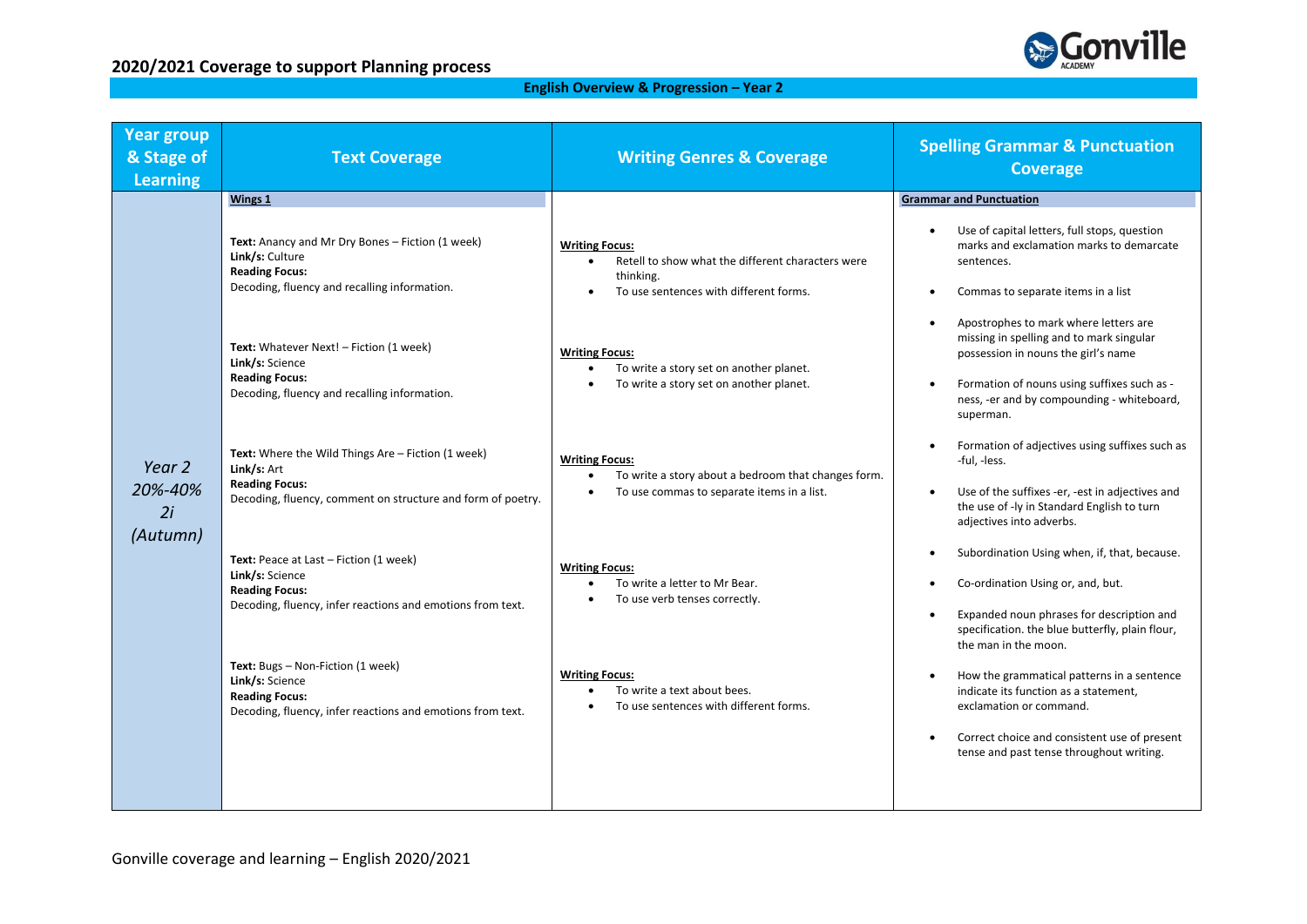## 2020/2021 Coverage to support Planning process

**English Overview & Progression – Year 2**

| Year group & Stage of Learning | Text Coverage | Writing Genres & Coverage | Spelling Grammar & Punctuation Coverage |
| --- | --- | --- | --- |
| *Year 2 20%-40% 2i (Autumn)* | **Wings 1**<br><br>**Text:** Anancy and Mr Dry Bones – Fiction (1 week)<br>**Link/s:** Culture<br>**Reading Focus:**<br>Decoding, fluency and recalling information.<br><br>**Text:** Whatever Next! – Fiction (1 week)<br>**Link/s:** Science<br>**Reading Focus:**<br>Decoding, fluency and recalling information.<br><br>**Text:** Where the Wild Things Are – Fiction (1 week)<br>**Link/s:** Art<br>**Reading Focus:**<br>Decoding, fluency, comment on structure and form of poetry.<br><br>**Text:** Peace at Last – Fiction (1 week)<br>**Link/s:** Science<br>**Reading Focus:**<br>Decoding, fluency, infer reactions and emotions from text.<br><br>**Text:** Bugs – Non-Fiction (1 week)<br>**Link/s:** Science<br>**Reading Focus:**<br>Decoding, fluency, infer reactions and emotions from text. | **Writing Focus:**<br>• Retell to show what the different characters were thinking.<br>• To use sentences with different forms.<br><br>**Writing Focus:**<br>• To write a story set on another planet.<br>• To write a story set on another planet.<br><br>**Writing Focus:**<br>• To write a story about a bedroom that changes form.<br>• To use commas to separate items in a list.<br><br>**Writing Focus:**<br>• To write a letter to Mr Bear.<br>• To use verb tenses correctly.<br><br>**Writing Focus:**<br>• To write a text about bees.<br>• To use sentences with different forms. | **Grammar and Punctuation**<br><br>• Use of capital letters, full stops, question marks and exclamation marks to demarcate sentences.<br>• Commas to separate items in a list<br>• Apostrophes to mark where letters are missing in spelling and to mark singular possession in nouns the girl's name<br>• Formation of nouns using suffixes such as -ness, -er and by compounding - whiteboard, superman.<br>• Formation of adjectives using suffixes such as -ful, -less.<br>• Use of the suffixes -er, -est in adjectives and the use of -ly in Standard English to turn adjectives into adverbs.<br>• Subordination Using when, if, that, because.<br>• Co-ordination Using or, and, but.<br>• Expanded noun phrases for description and specification. the blue butterfly, plain flour, the man in the moon.<br>• How the grammatical patterns in a sentence indicate its function as a statement, exclamation or command.<br>• Correct choice and consistent use of present tense and past tense throughout writing. |

Gonville coverage and learning – English 2020/2021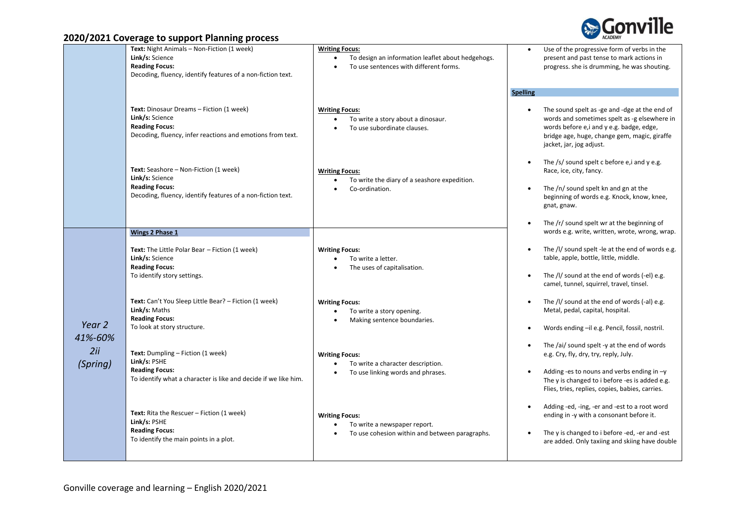## 2020/2021 Coverage to support Planning process

| | | | |
|---|---|---|---|
| | **Text:** Night Animals – Non-Fiction (1 week)<br>**Link/s:** Science<br>**Reading Focus:**<br>Decoding, fluency, identify features of a non-fiction text. | **Writing Focus:**<br>• To design an information leaflet about hedgehogs.<br>• To use sentences with different forms. | • Use of the progressive form of verbs in the present and past tense to mark actions in progress. she is drumming, he was shouting.<br><br>**Spelling**<br><br>• The sound spelt as -ge and -dge at the end of words and sometimes spelt as -g elsewhere in words before e,i and y e.g. badge, edge, bridge age, huge, change gem, magic, giraffe jacket, jar, jog adjust.<br>• The /s/ sound spelt c before e,i and y e.g. Race, ice, city, fancy.<br>• The /n/ sound spelt kn and gn at the beginning of words e.g. Knock, know, knee, gnat, gnaw.<br>• The /r/ sound spelt wr at the beginning of words e.g. write, written, wrote, wrong, wrap.<br>• The /l/ sound spelt -le at the end of words e.g. table, apple, bottle, little, middle.<br>• The /l/ sound at the end of words (-el) e.g. camel, tunnel, squirrel, travel, tinsel.<br>• The /l/ sound at the end of words (-al) e.g. Metal, pedal, capital, hospital.<br>• Words ending –il e.g. Pencil, fossil, nostril.<br>• The /ai/ sound spelt -y at the end of words e.g. Cry, fly, dry, try, reply, July.<br>• Adding -es to nouns and verbs ending in –y The y is changed to i before -es is added e.g. Flies, tries, replies, copies, babies, carries.<br>• Adding -ed, -ing, -er and -est to a root word ending in -y with a consonant before it.<br>• The y is changed to i before -ed, -er and -est are added. Only taxiing and skiing have double |
| | **Text:** Dinosaur Dreams – Fiction (1 week)<br>**Link/s:** Science<br>**Reading Focus:**<br>Decoding, fluency, infer reactions and emotions from text. | **Writing Focus:**<br>• To write a story about a dinosaur.<br>• To use subordinate clauses. | |
| | **Text:** Seashore – Non-Fiction (1 week)<br>**Link/s:** Science<br>**Reading Focus:**<br>Decoding, fluency, identify features of a non-fiction text. | **Writing Focus:**<br>• To write the diary of a seashore expedition.<br>• Co-ordination. | |
| *Year 2*<br>*41%-60%*<br>*2ii*<br>*(Spring)* | **Wings 2 Phase 1**<br><br>**Text:** The Little Polar Bear – Fiction (1 week)<br>**Link/s:** Science<br>**Reading Focus:**<br>To identify story settings. | **Writing Focus:**<br>• To write a letter.<br>• The uses of capitalisation. | |
| | **Text:** Can't You Sleep Little Bear? – Fiction (1 week)<br>**Link/s:** Maths<br>**Reading Focus:**<br>To look at story structure. | **Writing Focus:**<br>• To write a story opening.<br>• Making sentence boundaries. | |
| | **Text:** Dumpling – Fiction (1 week)<br>**Link/s:** PSHE<br>**Reading Focus:**<br>To identify what a character is like and decide if we like him. | **Writing Focus:**<br>• To write a character description.<br>• To use linking words and phrases. | |
| | **Text:** Rita the Rescuer – Fiction (1 week)<br>**Link/s:** PSHE<br>**Reading Focus:**<br>To identify the main points in a plot. | **Writing Focus:**<br>• To write a newspaper report.<br>• To use cohesion within and between paragraphs. | |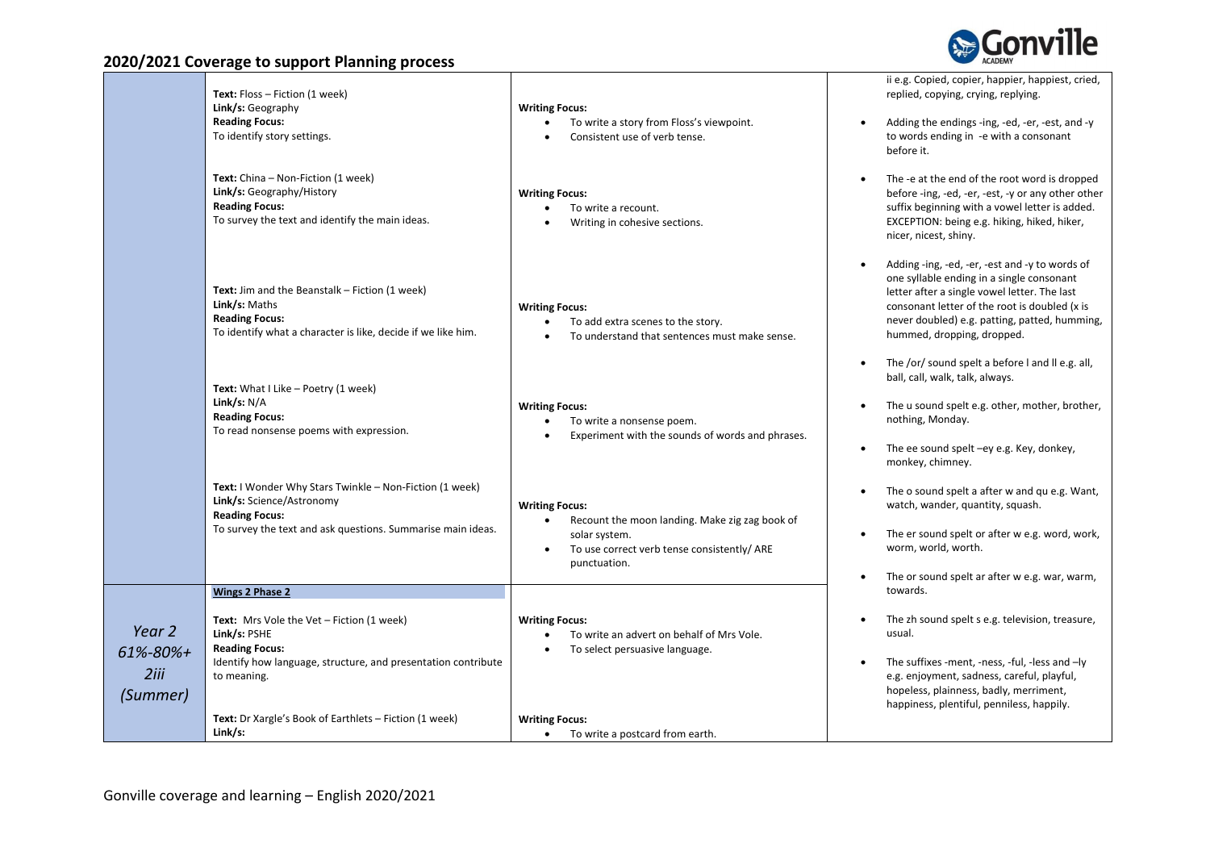## 2020/2021 Coverage to support Planning process

| | | | |
|---|---|---|---|
| | **Text:** Floss – Fiction (1 week)<br>**Link/s:** Geography<br>**Reading Focus:**<br>To identify story settings. | **Writing Focus:**<br>• To write a story from Floss's viewpoint.<br>• Consistent use of verb tense. | ii e.g. Copied, copier, happier, happiest, cried, replied, copying, crying, replying.<br>• Adding the endings -ing, -ed, -er, -est, and -y to words ending in -e with a consonant before it.<br>• The -e at the end of the root word is dropped before -ing, -ed, -er, -est, -y or any other other suffix beginning with a vowel letter is added. EXCEPTION: being e.g. hiking, hiked, hiker, nicer, nicest, shiny.<br>• Adding -ing, -ed, -er, -est and -y to words of one syllable ending in a single consonant letter after a single vowel letter. The last consonant letter of the root is doubled (x is never doubled) e.g. patting, patted, humming, hummed, dropping, dropped.<br>• The /or/ sound spelt a before l and ll e.g. all, ball, call, walk, talk, always.<br>• The u sound spelt e.g. other, mother, brother, nothing, Monday.<br>• The ee sound spelt –ey e.g. Key, donkey, monkey, chimney.<br>• The o sound spelt a after w and qu e.g. Want, watch, wander, quantity, squash.<br>• The er sound spelt or after w e.g. word, work, worm, world, worth.<br>• The or sound spelt ar after w e.g. war, warm, towards.<br>• The zh sound spelt s e.g. television, treasure, usual.<br>• The suffixes -ment, -ness, -ful, -less and –ly e.g. enjoyment, sadness, careful, playful, hopeless, plainness, badly, merriment, happiness, plentiful, penniless, happily. |
| | **Text:** China – Non-Fiction (1 week)<br>**Link/s:** Geography/History<br>**Reading Focus:**<br>To survey the text and identify the main ideas. | **Writing Focus:**<br>• To write a recount.<br>• Writing in cohesive sections. | |
| | **Text:** Jim and the Beanstalk – Fiction (1 week)<br>**Link/s:** Maths<br>**Reading Focus:**<br>To identify what a character is like, decide if we like him. | **Writing Focus:**<br>• To add extra scenes to the story.<br>• To understand that sentences must make sense. | |
| | **Text:** What I Like – Poetry (1 week)<br>**Link/s:** N/A<br>**Reading Focus:**<br>To read nonsense poems with expression. | **Writing Focus:**<br>• To write a nonsense poem.<br>• Experiment with the sounds of words and phrases. | |
| | **Text:** I Wonder Why Stars Twinkle – Non-Fiction (1 week)<br>**Link/s:** Science/Astronomy<br>**Reading Focus:**<br>To survey the text and ask questions. Summarise main ideas. | **Writing Focus:**<br>• Recount the moon landing. Make zig zag book of solar system.<br>• To use correct verb tense consistently/ ARE punctuation. | |
| *Year 2*<br>*61%-80%+*<br>*2iii*<br>*(Summer)* | **Wings 2 Phase 2**<br><br>**Text:** Mrs Vole the Vet – Fiction (1 week)<br>**Link/s:** PSHE<br>**Reading Focus:**<br>Identify how language, structure, and presentation contribute to meaning. | **Writing Focus:**<br>• To write an advert on behalf of Mrs Vole.<br>• To select persuasive language. | |
| | **Text:** Dr Xargle's Book of Earthlets – Fiction (1 week)<br>**Link/s:** | **Writing Focus:**<br>• To write a postcard from earth. | |

Gonville coverage and learning – English 2020/2021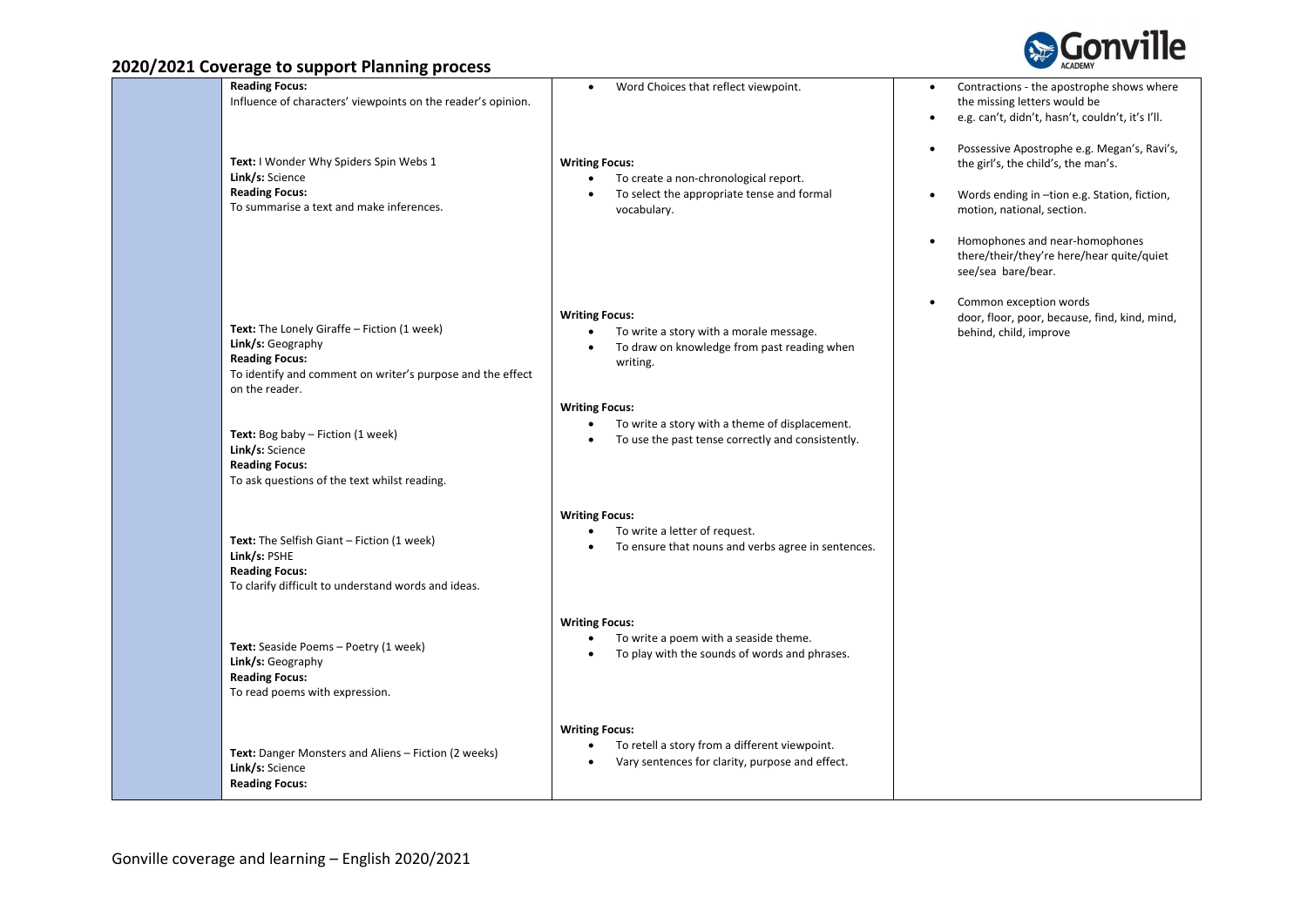## 2020/2021 Coverage to support Planning process

| | Reading | Writing | Spelling |
|---|---|---|---|
| | **Reading Focus:**<br>Influence of characters' viewpoints on the reader's opinion. | • Word Choices that reflect viewpoint. | • Contractions - the apostrophe shows where the missing letters would be<br>• e.g. can't, didn't, hasn't, couldn't, it's I'll.<br><br>• Possessive Apostrophe e.g. Megan's, Ravi's, the girl's, the child's, the man's.<br><br>• Words ending in –tion e.g. Station, fiction, motion, national, section.<br><br>• Homophones and near-homophones there/their/they're here/hear quite/quiet see/sea bare/bear.<br><br>• Common exception words door, floor, poor, because, find, kind, mind, behind, child, improve |
| | **Text:** I Wonder Why Spiders Spin Webs 1<br>**Link/s:** Science<br>**Reading Focus:**<br>To summarise a text and make inferences. | **Writing Focus:**<br>• To create a non-chronological report.<br>• To select the appropriate tense and formal vocabulary. | |
| | **Text:** The Lonely Giraffe – Fiction (1 week)<br>**Link/s:** Geography<br>**Reading Focus:**<br>To identify and comment on writer's purpose and the effect on the reader. | **Writing Focus:**<br>• To write a story with a morale message.<br>• To draw on knowledge from past reading when writing. | |
| | **Text:** Bog baby – Fiction (1 week)<br>**Link/s:** Science<br>**Reading Focus:**<br>To ask questions of the text whilst reading. | **Writing Focus:**<br>• To write a story with a theme of displacement.<br>• To use the past tense correctly and consistently. | |
| | **Text:** The Selfish Giant – Fiction (1 week)<br>**Link/s:** PSHE<br>**Reading Focus:**<br>To clarify difficult to understand words and ideas. | **Writing Focus:**<br>• To write a letter of request.<br>• To ensure that nouns and verbs agree in sentences. | |
| | **Text:** Seaside Poems – Poetry (1 week)<br>**Link/s:** Geography<br>**Reading Focus:**<br>To read poems with expression. | **Writing Focus:**<br>• To write a poem with a seaside theme.<br>• To play with the sounds of words and phrases. | |
| | **Text:** Danger Monsters and Aliens – Fiction (2 weeks)<br>**Link/s:** Science<br>**Reading Focus:** | **Writing Focus:**<br>• To retell a story from a different viewpoint.<br>• Vary sentences for clarity, purpose and effect. | |

Gonville coverage and learning – English 2020/2021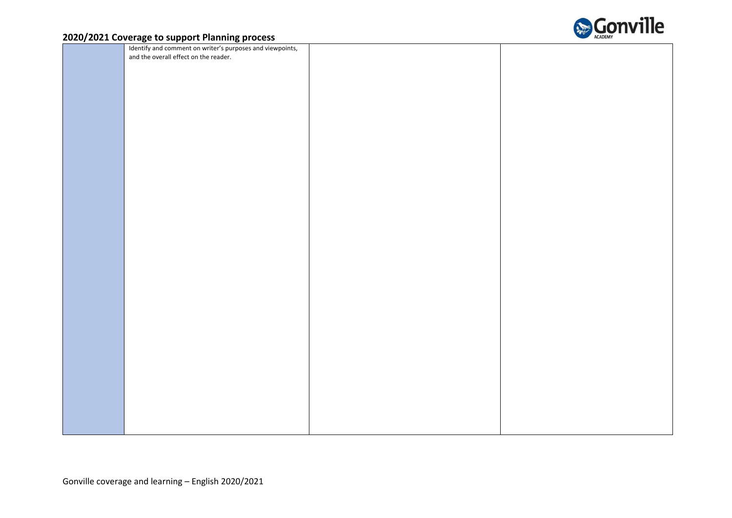## 2020/2021 Coverage to support Planning process

| | | | |
|---|---|---|---|
| | Identify and comment on writer's purposes and viewpoints, and the overall effect on the reader. | | |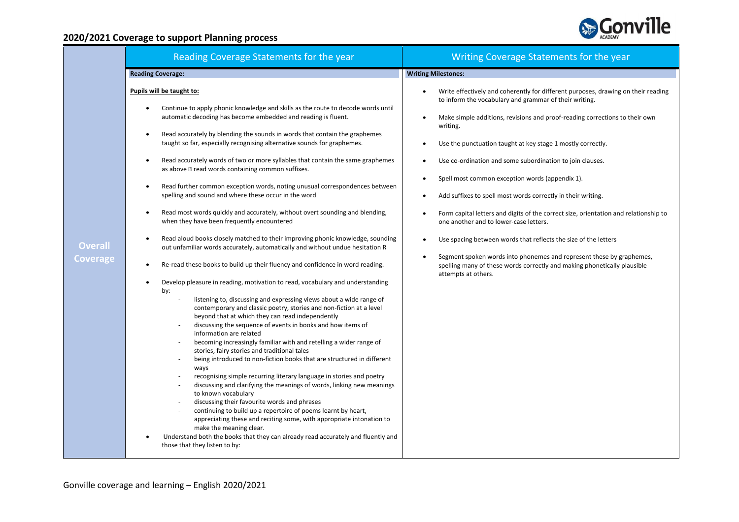## 2020/2021 Coverage to support Planning process

| | Reading Coverage Statements for the year | Writing Coverage Statements for the year |
|---|---|---|
| **Overall Coverage** | **Reading Coverage:**<br><br>**Pupils will be taught to:**<br><br>• Continue to apply phonic knowledge and skills as the route to decode words until automatic decoding has become embedded and reading is fluent.<br>• Read accurately by blending the sounds in words that contain the graphemes taught so far, especially recognising alternative sounds for graphemes.<br>• Read accurately words of two or more syllables that contain the same graphemes as above  read words containing common suffixes.<br>• Read further common exception words, noting unusual correspondences between spelling and sound and where these occur in the word<br>• Read most words quickly and accurately, without overt sounding and blending, when they have been frequently encountered<br>• Read aloud books closely matched to their improving phonic knowledge, sounding out unfamiliar words accurately, automatically and without undue hesitation R<br>• Re-read these books to build up their fluency and confidence in word reading.<br>• Develop pleasure in reading, motivation to read, vocabulary and understanding by:<br>- listening to, discussing and expressing views about a wide range of contemporary and classic poetry, stories and non-fiction at a level beyond that at which they can read independently<br>- discussing the sequence of events in books and how items of information are related<br>- becoming increasingly familiar with and retelling a wider range of stories, fairy stories and traditional tales<br>- being introduced to non-fiction books that are structured in different ways<br>- recognising simple recurring literary language in stories and poetry<br>- discussing and clarifying the meanings of words, linking new meanings to known vocabulary<br>- discussing their favourite words and phrases<br>- continuing to build up a repertoire of poems learnt by heart, appreciating these and reciting some, with appropriate intonation to make the meaning clear.<br>• Understand both the books that they can already read accurately and fluently and those that they listen to by: | **Writing Milestones:**<br><br>• Write effectively and coherently for different purposes, drawing on their reading to inform the vocabulary and grammar of their writing.<br>• Make simple additions, revisions and proof-reading corrections to their own writing.<br>• Use the punctuation taught at key stage 1 mostly correctly.<br>• Use co-ordination and some subordination to join clauses.<br>• Spell most common exception words (appendix 1).<br>• Add suffixes to spell most words correctly in their writing.<br>• Form capital letters and digits of the correct size, orientation and relationship to one another and to lower-case letters.<br>• Use spacing between words that reflects the size of the letters<br>• Segment spoken words into phonemes and represent these by graphemes, spelling many of these words correctly and making phonetically plausible attempts at others. |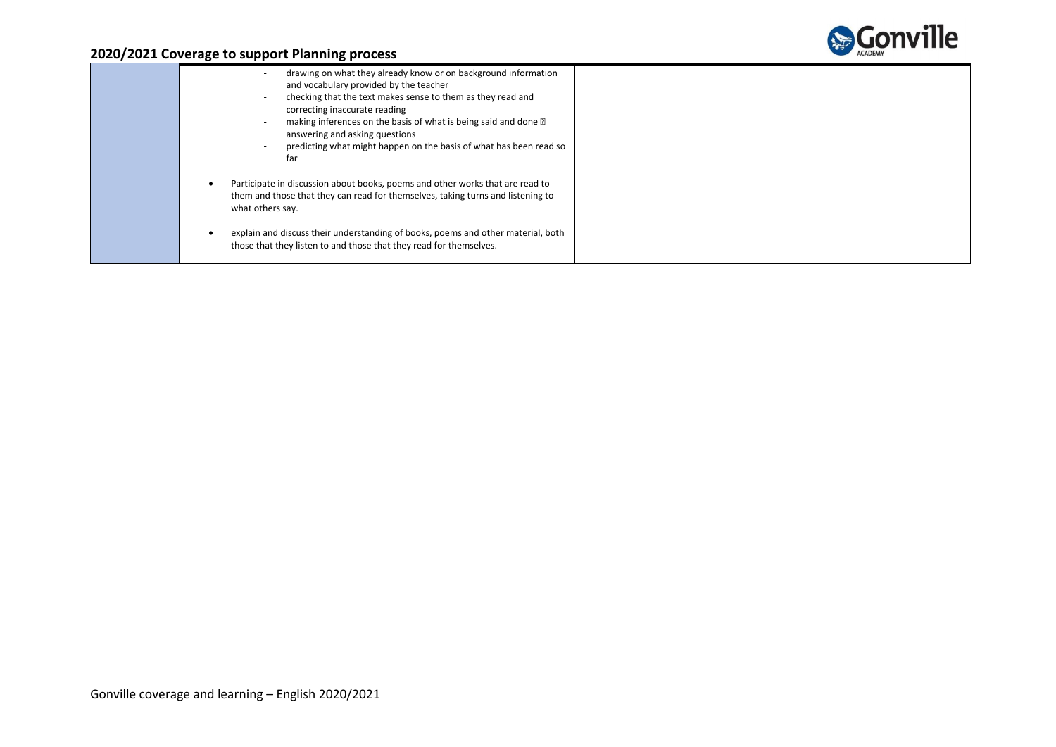| | | |
|---|---|---|
| | - drawing on what they already know or on background information and vocabulary provided by the teacher<br>- checking that the text makes sense to them as they read and correcting inaccurate reading<br>- making inferences on the basis of what is being said and done answering and asking questions<br>- predicting what might happen on the basis of what has been read so far<br><br>• Participate in discussion about books, poems and other works that are read to them and those that they can read for themselves, taking turns and listening to what others say.<br><br>• explain and discuss their understanding of books, poems and other material, both those that they listen to and those that they read for themselves. | |